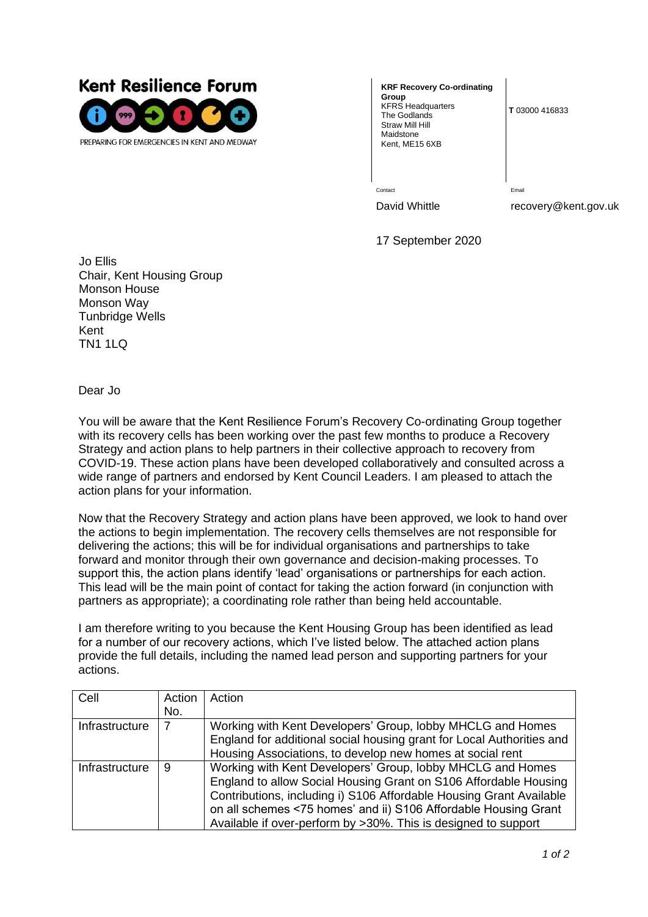**Kent Resilience Forum**

PREPARING FOR EMERGENCIES IN KENT AND MEDWAY

**KRF Recovery Co-ordinating Group**
KFRS Headquarters
The Godlands
Straw Mill Hill
Maidstone
Kent, ME15 6XB

**T** 03000 416833

Contact
David Whittle

Email
recovery@kent.gov.uk

17 September 2020

Jo Ellis
Chair, Kent Housing Group
Monson House
Monson Way
Tunbridge Wells
Kent
TN1 1LQ

Dear Jo

You will be aware that the Kent Resilience Forum's Recovery Co-ordinating Group together with its recovery cells has been working over the past few months to produce a Recovery Strategy and action plans to help partners in their collective approach to recovery from COVID-19. These action plans have been developed collaboratively and consulted across a wide range of partners and endorsed by Kent Council Leaders. I am pleased to attach the action plans for your information.

Now that the Recovery Strategy and action plans have been approved, we look to hand over the actions to begin implementation. The recovery cells themselves are not responsible for delivering the actions; this will be for individual organisations and partnerships to take forward and monitor through their own governance and decision-making processes. To support this, the action plans identify 'lead' organisations or partnerships for each action. This lead will be the main point of contact for taking the action forward (in conjunction with partners as appropriate); a coordinating role rather than being held accountable.

I am therefore writing to you because the Kent Housing Group has been identified as lead for a number of our recovery actions, which I've listed below. The attached action plans provide the full details, including the named lead person and supporting partners for your actions.

| Cell | Action No. | Action |
|---|---|---|
| Infrastructure | 7 | Working with Kent Developers' Group, lobby MHCLG and Homes England for additional social housing grant for Local Authorities and Housing Associations, to develop new homes at social rent |
| Infrastructure | 9 | Working with Kent Developers' Group, lobby MHCLG and Homes England to allow Social Housing Grant on S106 Affordable Housing Contributions, including i) S106 Affordable Housing Grant Available on all schemes <75 homes' and ii) S106 Affordable Housing Grant Available if over-perform by >30%. This is designed to support |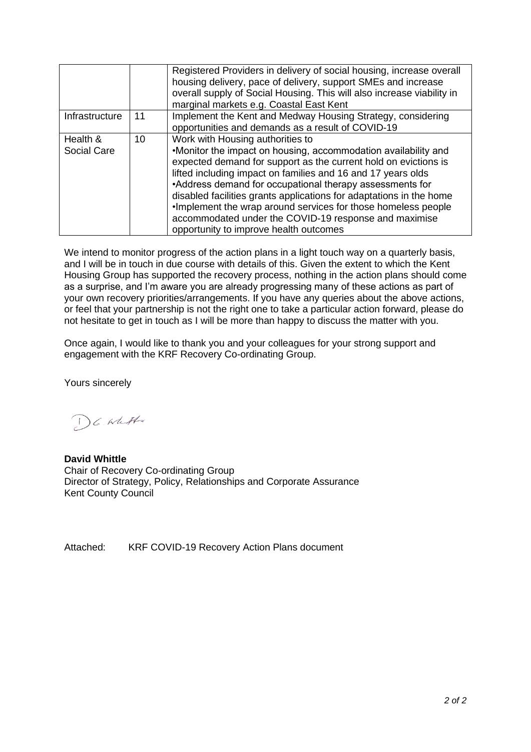| | | |
|---|---|---|
| | | Registered Providers in delivery of social housing, increase overall housing delivery, pace of delivery, support SMEs and increase overall supply of Social Housing. This will also increase viability in marginal markets e.g. Coastal East Kent |
| Infrastructure | 11 | Implement the Kent and Medway Housing Strategy, considering opportunities and demands as a result of COVID-19 |
| Health & Social Care | 10 | Work with Housing authorities to<br>•Monitor the impact on housing, accommodation availability and expected demand for support as the current hold on evictions is lifted including impact on families and 16 and 17 years olds<br>•Address demand for occupational therapy assessments for disabled facilities grants applications for adaptations in the home<br>•Implement the wrap around services for those homeless people accommodated under the COVID-19 response and maximise opportunity to improve health outcomes |

We intend to monitor progress of the action plans in a light touch way on a quarterly basis, and I will be in touch in due course with details of this. Given the extent to which the Kent Housing Group has supported the recovery process, nothing in the action plans should come as a surprise, and I'm aware you are already progressing many of these actions as part of your own recovery priorities/arrangements. If you have any queries about the above actions, or feel that your partnership is not the right one to take a particular action forward, please do not hesitate to get in touch as I will be more than happy to discuss the matter with you.

Once again, I would like to thank you and your colleagues for your strong support and engagement with the KRF Recovery Co-ordinating Group.

Yours sincerely

**David Whittle**
Chair of Recovery Co-ordinating Group
Director of Strategy, Policy, Relationships and Corporate Assurance
Kent County Council

Attached: KRF COVID-19 Recovery Action Plans document